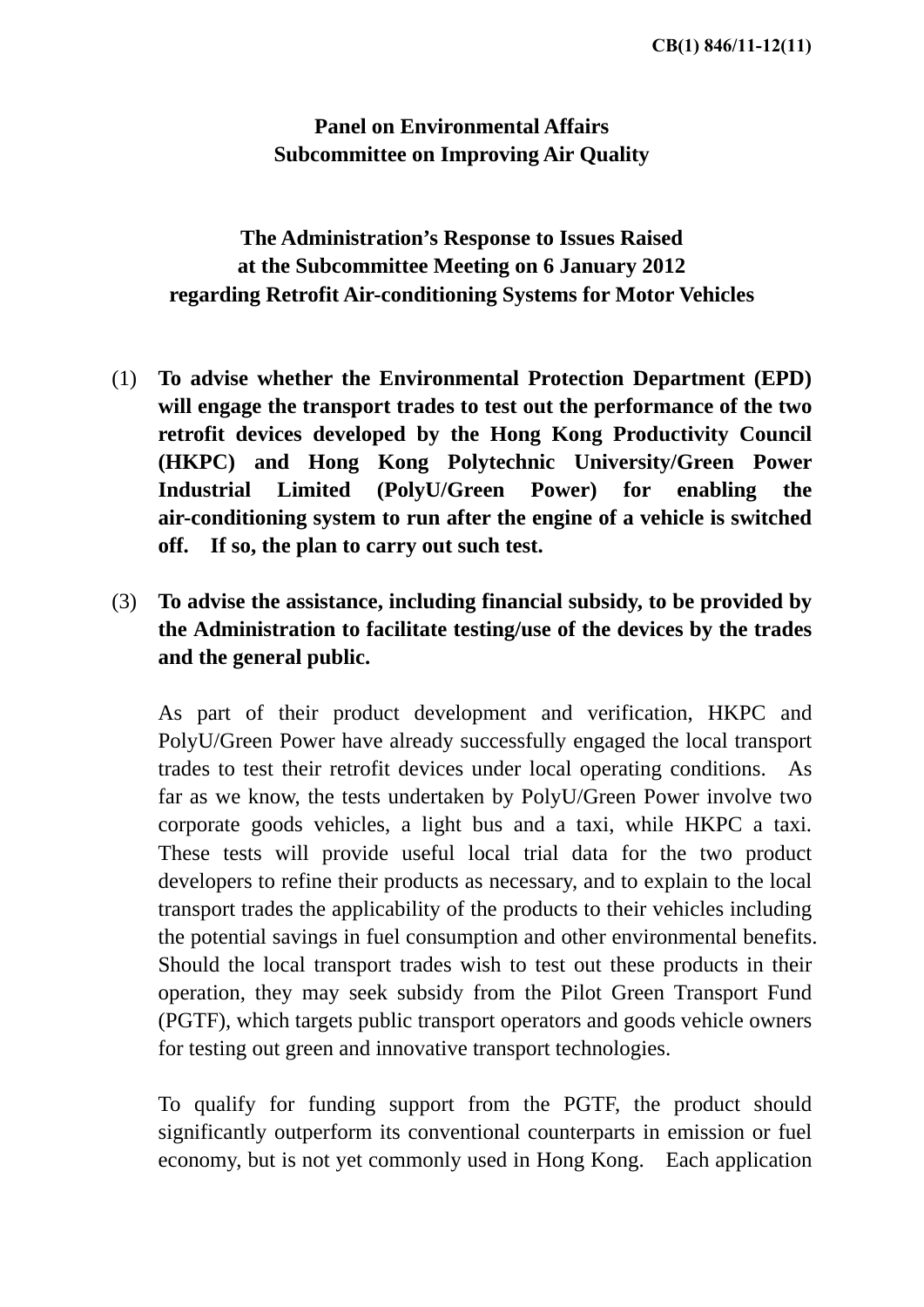CB(1) 846/11-12(11)

**Panel on Environmental Affairs**
**Subcommittee on Improving Air Quality**

**The Administration's Response to Issues Raised**
**at the Subcommittee Meeting on 6 January 2012**
**regarding Retrofit Air-conditioning Systems for Motor Vehicles**

(1) **To advise whether the Environmental Protection Department (EPD) will engage the transport trades to test out the performance of the two retrofit devices developed by the Hong Kong Productivity Council (HKPC) and Hong Kong Polytechnic University/Green Power Industrial Limited (PolyU/Green Power) for enabling the air-conditioning system to run after the engine of a vehicle is switched off. If so, the plan to carry out such test.**

(3) **To advise the assistance, including financial subsidy, to be provided by the Administration to facilitate testing/use of the devices by the trades and the general public.**

As part of their product development and verification, HKPC and PolyU/Green Power have already successfully engaged the local transport trades to test their retrofit devices under local operating conditions. As far as we know, the tests undertaken by PolyU/Green Power involve two corporate goods vehicles, a light bus and a taxi, while HKPC a taxi. These tests will provide useful local trial data for the two product developers to refine their products as necessary, and to explain to the local transport trades the applicability of the products to their vehicles including the potential savings in fuel consumption and other environmental benefits. Should the local transport trades wish to test out these products in their operation, they may seek subsidy from the Pilot Green Transport Fund (PGTF), which targets public transport operators and goods vehicle owners for testing out green and innovative transport technologies.

To qualify for funding support from the PGTF, the product should significantly outperform its conventional counterparts in emission or fuel economy, but is not yet commonly used in Hong Kong. Each application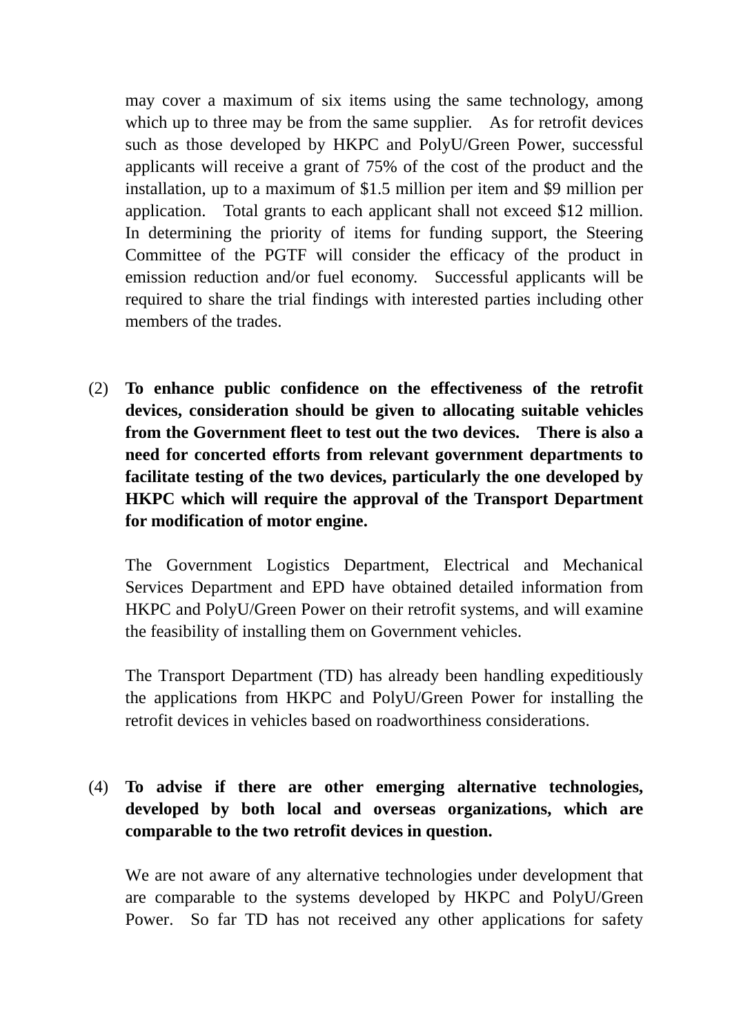may cover a maximum of six items using the same technology, among which up to three may be from the same supplier. As for retrofit devices such as those developed by HKPC and PolyU/Green Power, successful applicants will receive a grant of 75% of the cost of the product and the installation, up to a maximum of $1.5 million per item and $9 million per application. Total grants to each applicant shall not exceed $12 million. In determining the priority of items for funding support, the Steering Committee of the PGTF will consider the efficacy of the product in emission reduction and/or fuel economy. Successful applicants will be required to share the trial findings with interested parties including other members of the trades.

(2) **To enhance public confidence on the effectiveness of the retrofit devices, consideration should be given to allocating suitable vehicles from the Government fleet to test out the two devices. There is also a need for concerted efforts from relevant government departments to facilitate testing of the two devices, particularly the one developed by HKPC which will require the approval of the Transport Department for modification of motor engine.**

The Government Logistics Department, Electrical and Mechanical Services Department and EPD have obtained detailed information from HKPC and PolyU/Green Power on their retrofit systems, and will examine the feasibility of installing them on Government vehicles.

The Transport Department (TD) has already been handling expeditiously the applications from HKPC and PolyU/Green Power for installing the retrofit devices in vehicles based on roadworthiness considerations.

(4) **To advise if there are other emerging alternative technologies, developed by both local and overseas organizations, which are comparable to the two retrofit devices in question.**

We are not aware of any alternative technologies under development that are comparable to the systems developed by HKPC and PolyU/Green Power. So far TD has not received any other applications for safety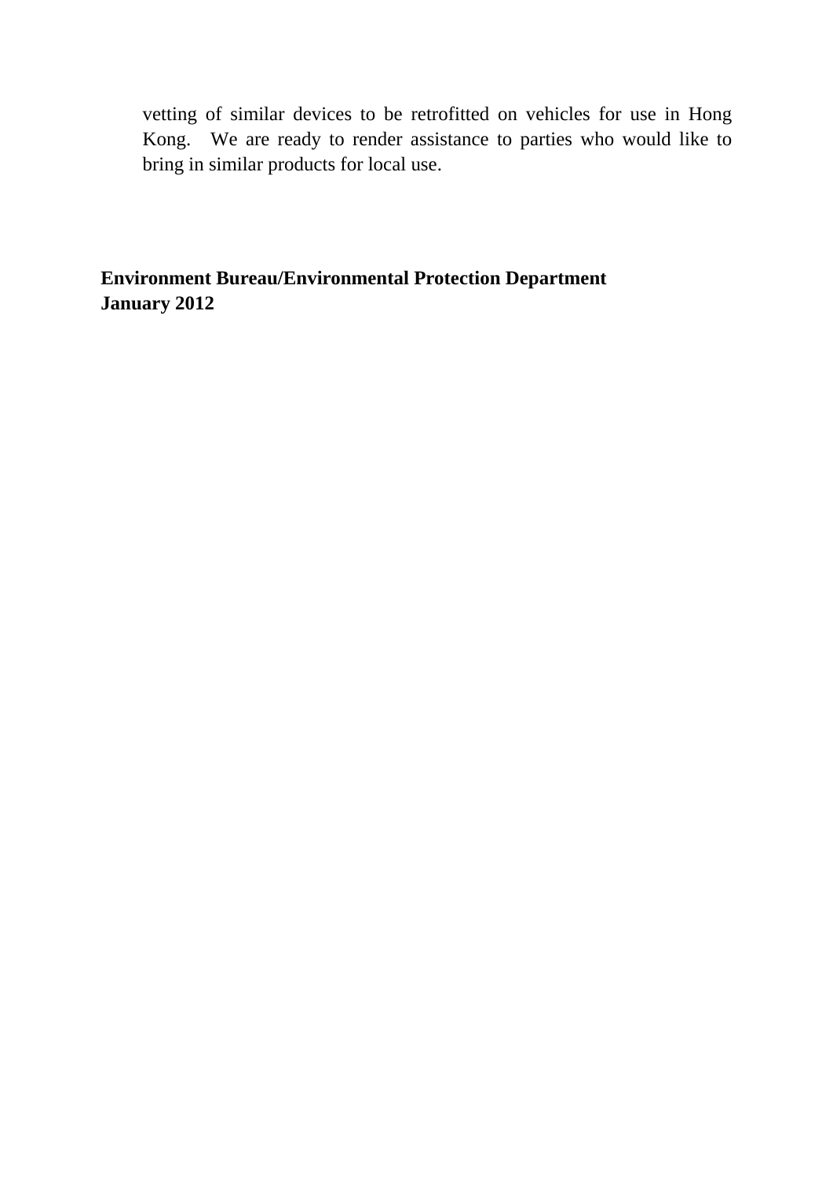vetting of similar devices to be retrofitted on vehicles for use in Hong Kong. We are ready to render assistance to parties who would like to bring in similar products for local use.

**Environment Bureau/Environmental Protection Department**
**January 2012**